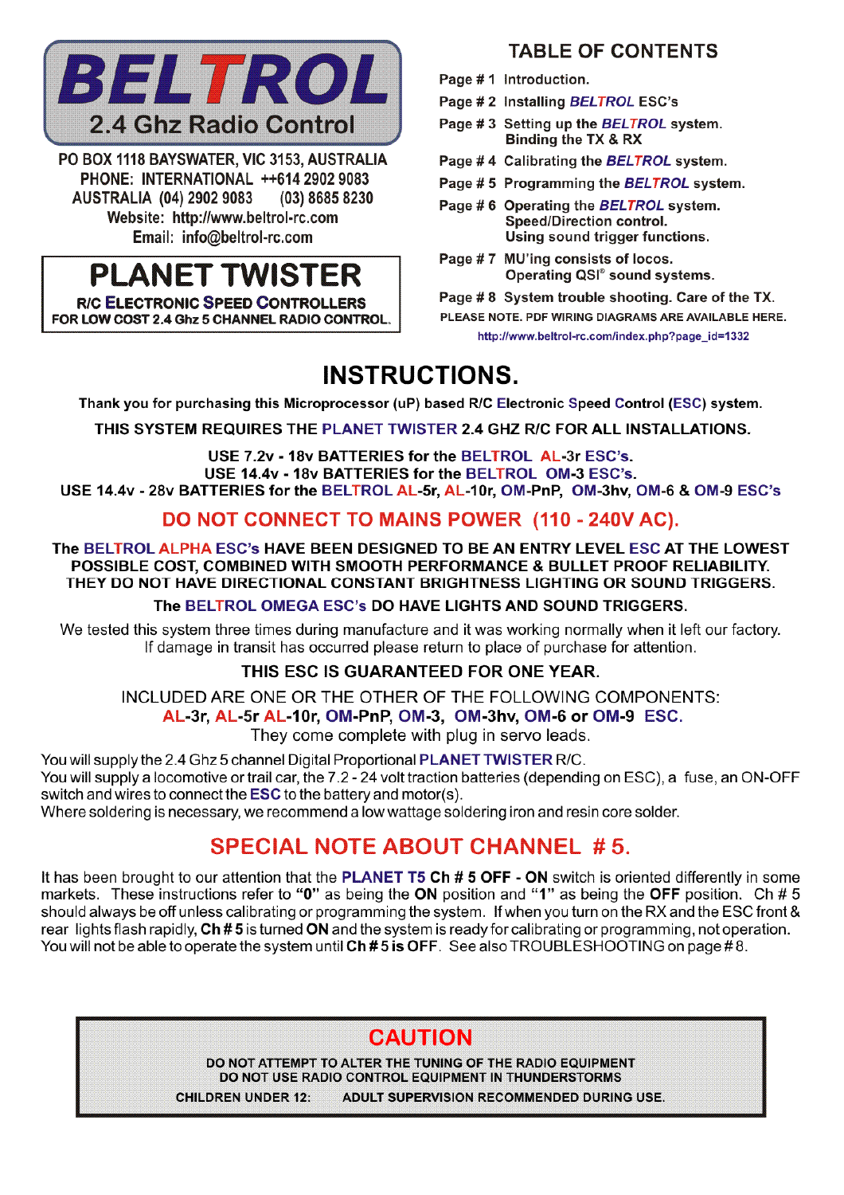# BELTROL

## 2.4 Ghz Radio Control

PO BOX 1118 BAYSWATER, VIC 3153, AUSTRALIA
PHONE: INTERNATIONAL ++614 2902 9083
AUSTRALIA (04) 2902 9083 (03) 8685 8230
Website: http://www.beltrol-rc.com
Email: info@beltrol-rc.com

## PLANET TWISTER

**R/C ELECTRONIC SPEED CONTROLLERS**
**FOR LOW COST 2.4 Ghz 5 CHANNEL RADIO CONTROL.**

## TABLE OF CONTENTS

- Page # 1 Introduction.
- Page # 2 Installing *BELTROL* ESC's
- Page # 3 Setting up the *BELTROL* system. Binding the TX & RX
- Page # 4 Calibrating the *BELTROL* system.
- Page # 5 Programming the *BELTROL* system.
- Page # 6 Operating the *BELTROL* system. Speed/Direction control. Using sound trigger functions.
- Page # 7 MU'ing consists of locos. Operating QSI® sound systems.
- Page # 8 System trouble shooting. Care of the TX.

PLEASE NOTE. PDF WIRING DIAGRAMS ARE AVAILABLE HERE.
http://www.beltrol-rc.com/index.php?page_id=1332

# INSTRUCTIONS.

**Thank you for purchasing this Microprocessor (uP) based R/C Electronic Speed Control (ESC) system.**

**THIS SYSTEM REQUIRES THE PLANET TWISTER 2.4 GHZ R/C FOR ALL INSTALLATIONS.**

**USE 7.2v - 18v BATTERIES for the BELTROL AL-3r ESC's.**
**USE 14.4v - 18v BATTERIES for the BELTROL OM-3 ESC's.**
**USE 14.4v - 28v BATTERIES for the BELTROL AL-5r, AL-10r, OM-PnP, OM-3hv, OM-6 & OM-9 ESC's**

## DO NOT CONNECT TO MAINS POWER (110 - 240V AC).

**The BELTROL ALPHA ESC's HAVE BEEN DESIGNED TO BE AN ENTRY LEVEL ESC AT THE LOWEST POSSIBLE COST, COMBINED WITH SMOOTH PERFORMANCE & BULLET PROOF RELIABILITY. THEY DO NOT HAVE DIRECTIONAL CONSTANT BRIGHTNESS LIGHTING OR SOUND TRIGGERS.**

**The BELTROL OMEGA ESC's DO HAVE LIGHTS AND SOUND TRIGGERS.**

We tested this system three times during manufacture and it was working normally when it left our factory. If damage in transit has occurred please return to place of purchase for attention.

**THIS ESC IS GUARANTEED FOR ONE YEAR.**

INCLUDED ARE ONE OR THE OTHER OF THE FOLLOWING COMPONENTS:
**AL-3r, AL-5r AL-10r, OM-PnP, OM-3, OM-3hv, OM-6 or OM-9 ESC.**
They come complete with plug in servo leads.

You will supply the 2.4 Ghz 5 channel Digital Proportional PLANET TWISTER R/C.
You will supply a locomotive or trail car, the 7.2 - 24 volt traction batteries (depending on ESC), a fuse, an ON-OFF switch and wires to connect the **ESC** to the battery and motor(s).
Where soldering is necessary, we recommend a low wattage soldering iron and resin core solder.

## SPECIAL NOTE ABOUT CHANNEL # 5.

It has been brought to our attention that the **PLANET T5 Ch # 5 OFF - ON** switch is oriented differently in some markets. These instructions refer to **"0"** as being the **ON** position and **"1"** as being the **OFF** position. Ch # 5 should always be off unless calibrating or programming the system. If when you turn on the RX and the ESC front & rear lights flash rapidly, **Ch # 5** is turned **ON** and the system is ready for calibrating or programming, not operation. You will not be able to operate the system until **Ch # 5 is OFF**. See also TROUBLESHOOTING on page # 8.

## CAUTION

**DO NOT ATTEMPT TO ALTER THE TUNING OF THE RADIO EQUIPMENT**
**DO NOT USE RADIO CONTROL EQUIPMENT IN THUNDERSTORMS**
**CHILDREN UNDER 12: ADULT SUPERVISION RECOMMENDED DURING USE.**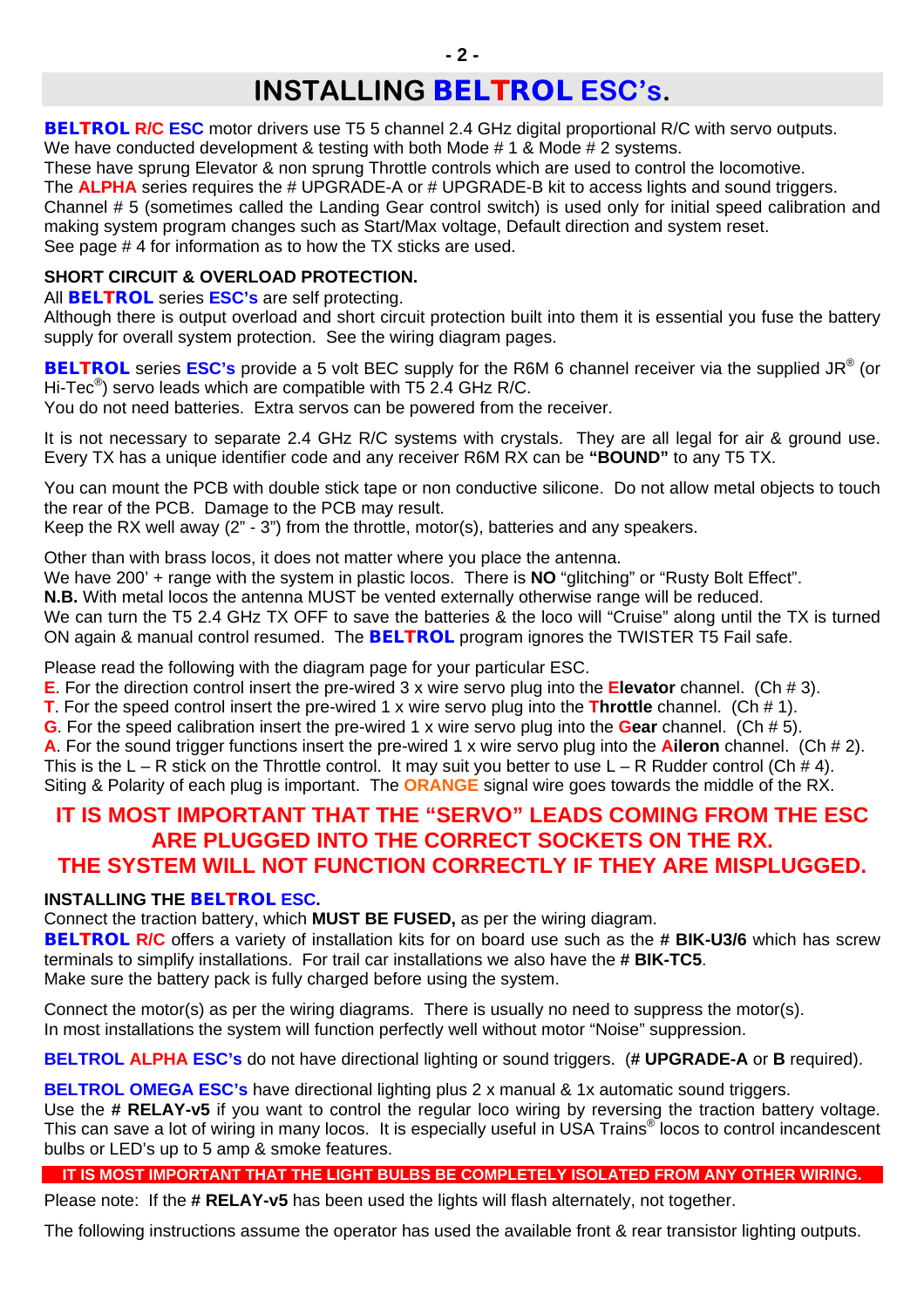# INSTALLING BELTROL ESC's.

**BELTROL R/C ESC** motor drivers use T5 5 channel 2.4 GHz digital proportional R/C with servo outputs.
We have conducted development & testing with both Mode # 1 & Mode # 2 systems.
These have sprung Elevator & non sprung Throttle controls which are used to control the locomotive.
The **ALPHA** series requires the # UPGRADE-A or # UPGRADE-B kit to access lights and sound triggers.
Channel # 5 (sometimes called the Landing Gear control switch) is used only for initial speed calibration and making system program changes such as Start/Max voltage, Default direction and system reset.
See page # 4 for information as to how the TX sticks are used.

**SHORT CIRCUIT & OVERLOAD PROTECTION.**
All **BELTROL** series **ESC's** are self protecting.
Although there is output overload and short circuit protection built into them it is essential you fuse the battery supply for overall system protection. See the wiring diagram pages.

**BELTROL** series **ESC's** provide a 5 volt BEC supply for the R6M 6 channel receiver via the supplied JR® (or Hi-Tec®) servo leads which are compatible with T5 2.4 GHz R/C.
You do not need batteries. Extra servos can be powered from the receiver.

It is not necessary to separate 2.4 GHz R/C systems with crystals. They are all legal for air & ground use. Every TX has a unique identifier code and any receiver R6M RX can be **"BOUND"** to any T5 TX.

You can mount the PCB with double stick tape or non conductive silicone. Do not allow metal objects to touch the rear of the PCB. Damage to the PCB may result.
Keep the RX well away (2" - 3") from the throttle, motor(s), batteries and any speakers.

Other than with brass locos, it does not matter where you place the antenna.
We have 200' + range with the system in plastic locos. There is **NO** "glitching" or "Rusty Bolt Effect".
**N.B.** With metal locos the antenna MUST be vented externally otherwise range will be reduced.
We can turn the T5 2.4 GHz TX OFF to save the batteries & the loco will "Cruise" along until the TX is turned ON again & manual control resumed. The **BELTROL** program ignores the TWISTER T5 Fail safe.

Please read the following with the diagram page for your particular ESC.
**E**. For the direction control insert the pre-wired 3 x wire servo plug into the **Elevator** channel. (Ch # 3).
**T**. For the speed control insert the pre-wired 1 x wire servo plug into the **Throttle** channel. (Ch # 1).
**G**. For the speed calibration insert the pre-wired 1 x wire servo plug into the **Gear** channel. (Ch # 5).
**A**. For the sound trigger functions insert the pre-wired 1 x wire servo plug into the **Aileron** channel. (Ch # 2).
This is the L – R stick on the Throttle control. It may suit you better to use L – R Rudder control (Ch # 4).
Siting & Polarity of each plug is important. The **ORANGE** signal wire goes towards the middle of the RX.

**IT IS MOST IMPORTANT THAT THE "SERVO" LEADS COMING FROM THE ESC ARE PLUGGED INTO THE CORRECT SOCKETS ON THE RX. THE SYSTEM WILL NOT FUNCTION CORRECTLY IF THEY ARE MISPLUGGED.**

**INSTALLING THE BELTROL ESC.**
Connect the traction battery, which **MUST BE FUSED,** as per the wiring diagram.
**BELTROL R/C** offers a variety of installation kits for on board use such as the **# BIK-U3/6** which has screw terminals to simplify installations. For trail car installations we also have the **# BIK-TC5**.
Make sure the battery pack is fully charged before using the system.

Connect the motor(s) as per the wiring diagrams. There is usually no need to suppress the motor(s).
In most installations the system will function perfectly well without motor "Noise" suppression.

**BELTROL ALPHA ESC's** do not have directional lighting or sound triggers. (**# UPGRADE-A** or **B** required).

**BELTROL OMEGA ESC's** have directional lighting plus 2 x manual & 1x automatic sound triggers.
Use the **# RELAY-v5** if you want to control the regular loco wiring by reversing the traction battery voltage. This can save a lot of wiring in many locos. It is especially useful in USA Trains® locos to control incandescent bulbs or LED's up to 5 amp & smoke features.

**IT IS MOST IMPORTANT THAT THE LIGHT BULBS BE COMPLETELY ISOLATED FROM ANY OTHER WIRING.**

Please note: If the **# RELAY-v5** has been used the lights will flash alternately, not together.

The following instructions assume the operator has used the available front & rear transistor lighting outputs.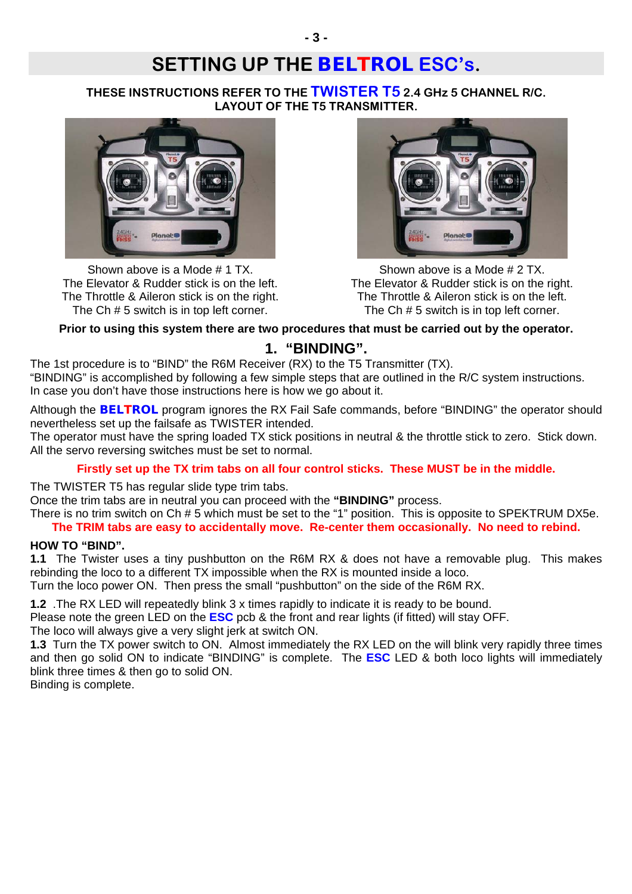# SETTING UP THE BELTROL ESC's.

**THESE INSTRUCTIONS REFER TO THE TWISTER T5 2.4 GHz 5 CHANNEL R/C.**
**LAYOUT OF THE T5 TRANSMITTER.**

Shown above is a Mode # 1 TX.
The Elevator & Rudder stick is on the left.
The Throttle & Aileron stick is on the right.
The Ch # 5 switch is in top left corner.

Shown above is a Mode # 2 TX.
The Elevator & Rudder stick is on the right.
The Throttle & Aileron stick is on the left.
The Ch # 5 switch is in top left corner.

**Prior to using this system there are two procedures that must be carried out by the operator.**

## 1. "BINDING".

The 1st procedure is to "BIND" the R6M Receiver (RX) to the T5 Transmitter (TX).
"BINDING" is accomplished by following a few simple steps that are outlined in the R/C system instructions.
In case you don't have those instructions here is how we go about it.

Although the **BELTROL** program ignores the RX Fail Safe commands, before "BINDING" the operator should nevertheless set up the failsafe as TWISTER intended.
The operator must have the spring loaded TX stick positions in neutral & the throttle stick to zero. Stick down.
All the servo reversing switches must be set to normal.

**Firstly set up the TX trim tabs on all four control sticks. These MUST be in the middle.**

The TWISTER T5 has regular slide type trim tabs.
Once the trim tabs are in neutral you can proceed with the **"BINDING"** process.
There is no trim switch on Ch # 5 which must be set to the "1" position. This is opposite to SPEKTRUM DX5e.

**The TRIM tabs are easy to accidentally move. Re-center them occasionally. No need to rebind.**

**HOW TO "BIND".**

**1.1** The Twister uses a tiny pushbutton on the R6M RX & does not have a removable plug. This makes rebinding the loco to a different TX impossible when the RX is mounted inside a loco.
Turn the loco power ON. Then press the small "pushbutton" on the side of the R6M RX.

**1.2** .The RX LED will repeatedly blink 3 x times rapidly to indicate it is ready to be bound.
Please note the green LED on the **ESC** pcb & the front and rear lights (if fitted) will stay OFF.
The loco will always give a very slight jerk at switch ON.

**1.3** Turn the TX power switch to ON. Almost immediately the RX LED on the will blink very rapidly three times and then go solid ON to indicate "BINDING" is complete. The **ESC** LED & both loco lights will immediately blink three times & then go to solid ON.
Binding is complete.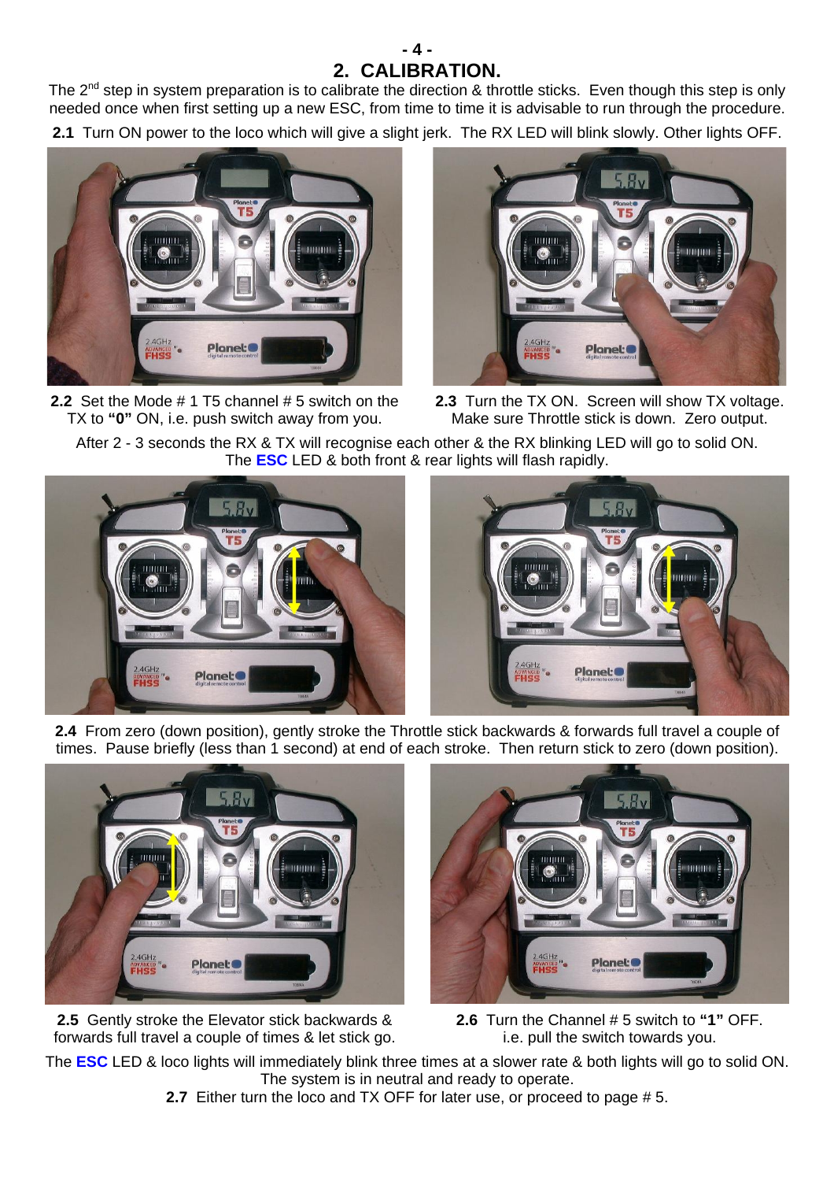## 2. CALIBRATION.

The 2nd step in system preparation is to calibrate the direction & throttle sticks. Even though this step is only needed once when first setting up a new ESC, from time to time it is advisable to run through the procedure.

**2.1** Turn ON power to the loco which will give a slight jerk. The RX LED will blink slowly. Other lights OFF.

**2.2** Set the Mode # 1 T5 channel # 5 switch on the TX to **"0"** ON, i.e. push switch away from you.

**2.3** Turn the TX ON. Screen will show TX voltage. Make sure Throttle stick is down. Zero output.

After 2 - 3 seconds the RX & TX will recognise each other & the RX blinking LED will go to solid ON. The **ESC** LED & both front & rear lights will flash rapidly.

**2.4** From zero (down position), gently stroke the Throttle stick backwards & forwards full travel a couple of times. Pause briefly (less than 1 second) at end of each stroke. Then return stick to zero (down position).

**2.5** Gently stroke the Elevator stick backwards & forwards full travel a couple of times & let stick go.

**2.6** Turn the Channel # 5 switch to **"1"** OFF. i.e. pull the switch towards you.

The **ESC** LED & loco lights will immediately blink three times at a slower rate & both lights will go to solid ON. The system is in neutral and ready to operate.

**2.7** Either turn the loco and TX OFF for later use, or proceed to page # 5.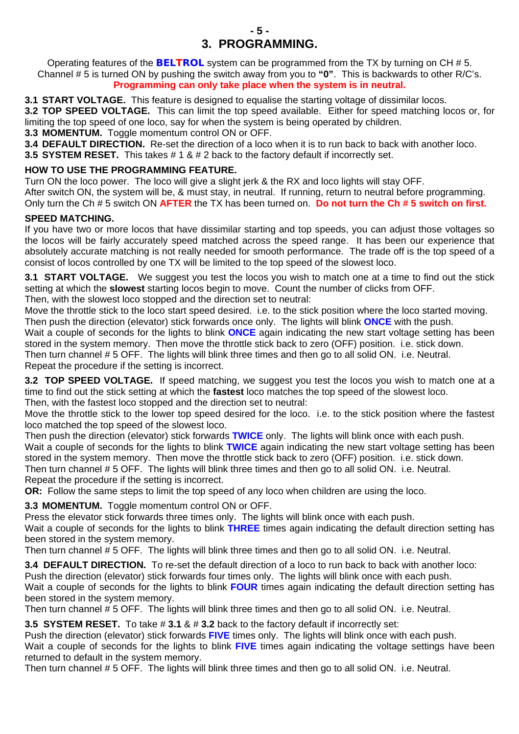# 3. PROGRAMMING.

Operating features of the **BELTROL** system can be programmed from the TX by turning on CH # 5. Channel # 5 is turned ON by pushing the switch away from you to **"0"**. This is backwards to other R/C's.
**Programming can only take place when the system is in neutral.**

**3.1 START VOLTAGE.** This feature is designed to equalise the starting voltage of dissimilar locos.
**3.2 TOP SPEED VOLTAGE.** This can limit the top speed available. Either for speed matching locos or, for limiting the top speed of one loco, say for when the system is being operated by children.
**3.3 MOMENTUM.** Toggle momentum control ON or OFF.
**3.4 DEFAULT DIRECTION.** Re-set the direction of a loco when it is to run back to back with another loco.
**3.5 SYSTEM RESET.** This takes # 1 & # 2 back to the factory default if incorrectly set.

**HOW TO USE THE PROGRAMMING FEATURE.**
Turn ON the loco power. The loco will give a slight jerk & the RX and loco lights will stay OFF.
After switch ON, the system will be, & must stay, in neutral. If running, return to neutral before programming.
Only turn the Ch # 5 switch ON **AFTER** the TX has been turned on. **Do not turn the Ch # 5 switch on first.**

**SPEED MATCHING.**
If you have two or more locos that have dissimilar starting and top speeds, you can adjust those voltages so the locos will be fairly accurately speed matched across the speed range. It has been our experience that absolutely accurate matching is not really needed for smooth performance. The trade off is the top speed of a consist of locos controlled by one TX will be limited to the top speed of the slowest loco.

**3.1 START VOLTAGE.** We suggest you test the locos you wish to match one at a time to find out the stick setting at which the **slowest** starting locos begin to move. Count the number of clicks from OFF.
Then, with the slowest loco stopped and the direction set to neutral:
Move the throttle stick to the loco start speed desired. i.e. to the stick position where the loco started moving.
Then push the direction (elevator) stick forwards once only. The lights will blink **ONCE** with the push.
Wait a couple of seconds for the lights to blink **ONCE** again indicating the new start voltage setting has been stored in the system memory. Then move the throttle stick back to zero (OFF) position. i.e. stick down.
Then turn channel # 5 OFF. The lights will blink three times and then go to all solid ON. i.e. Neutral.
Repeat the procedure if the setting is incorrect.

**3.2 TOP SPEED VOLTAGE.** If speed matching, we suggest you test the locos you wish to match one at a time to find out the stick setting at which the **fastest** loco matches the top speed of the slowest loco.
Then, with the fastest loco stopped and the direction set to neutral:
Move the throttle stick to the lower top speed desired for the loco. i.e. to the stick position where the fastest loco matched the top speed of the slowest loco.
Then push the direction (elevator) stick forwards **TWICE** only. The lights will blink once with each push.
Wait a couple of seconds for the lights to blink **TWICE** again indicating the new start voltage setting has been stored in the system memory. Then move the throttle stick back to zero (OFF) position. i.e. stick down.
Then turn channel # 5 OFF. The lights will blink three times and then go to all solid ON. i.e. Neutral.
Repeat the procedure if the setting is incorrect.
**OR:** Follow the same steps to limit the top speed of any loco when children are using the loco.

**3.3 MOMENTUM.** Toggle momentum control ON or OFF.
Press the elevator stick forwards three times only. The lights will blink once with each push.
Wait a couple of seconds for the lights to blink **THREE** times again indicating the default direction setting has been stored in the system memory.
Then turn channel # 5 OFF. The lights will blink three times and then go to all solid ON. i.e. Neutral.

**3.4 DEFAULT DIRECTION.** To re-set the default direction of a loco to run back to back with another loco:
Push the direction (elevator) stick forwards four times only. The lights will blink once with each push.
Wait a couple of seconds for the lights to blink **FOUR** times again indicating the default direction setting has been stored in the system memory.
Then turn channel # 5 OFF. The lights will blink three times and then go to all solid ON. i.e. Neutral.

**3.5 SYSTEM RESET.** To take # **3.1** & # **3.2** back to the factory default if incorrectly set:
Push the direction (elevator) stick forwards **FIVE** times only. The lights will blink once with each push.
Wait a couple of seconds for the lights to blink **FIVE** times again indicating the voltage settings have been returned to default in the system memory.
Then turn channel # 5 OFF. The lights will blink three times and then go to all solid ON. i.e. Neutral.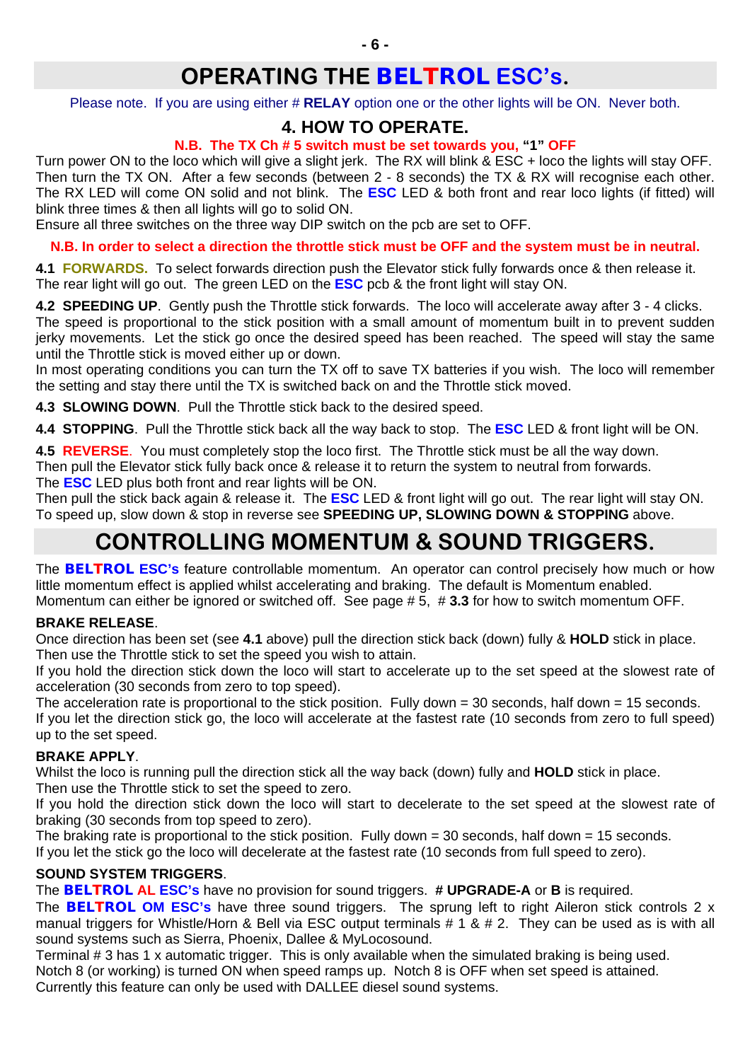# OPERATING THE BELTROL ESC's.

Please note. If you are using either # **RELAY** option one or the other lights will be ON. Never both.

## 4. HOW TO OPERATE.

**N.B. The TX Ch # 5 switch must be set towards you, "1" OFF**

Turn power ON to the loco which will give a slight jerk. The RX will blink & ESC + loco the lights will stay OFF. Then turn the TX ON. After a few seconds (between 2 - 8 seconds) the TX & RX will recognise each other. The RX LED will come ON solid and not blink. The **ESC** LED & both front and rear loco lights (if fitted) will blink three times & then all lights will go to solid ON.
Ensure all three switches on the three way DIP switch on the pcb are set to OFF.

**N.B. In order to select a direction the throttle stick must be OFF and the system must be in neutral.**

**4.1 FORWARDS.** To select forwards direction push the Elevator stick fully forwards once & then release it. The rear light will go out. The green LED on the **ESC** pcb & the front light will stay ON.

**4.2 SPEEDING UP**. Gently push the Throttle stick forwards. The loco will accelerate away after 3 - 4 clicks. The speed is proportional to the stick position with a small amount of momentum built in to prevent sudden jerky movements. Let the stick go once the desired speed has been reached. The speed will stay the same until the Throttle stick is moved either up or down.
In most operating conditions you can turn the TX off to save TX batteries if you wish. The loco will remember the setting and stay there until the TX is switched back on and the Throttle stick moved.

**4.3 SLOWING DOWN**. Pull the Throttle stick back to the desired speed.

**4.4 STOPPING**. Pull the Throttle stick back all the way back to stop. The **ESC** LED & front light will be ON.

**4.5 REVERSE**. You must completely stop the loco first. The Throttle stick must be all the way down.
Then pull the Elevator stick fully back once & release it to return the system to neutral from forwards.
The **ESC** LED plus both front and rear lights will be ON.
Then pull the stick back again & release it. The **ESC** LED & front light will go out. The rear light will stay ON.
To speed up, slow down & stop in reverse see **SPEEDING UP, SLOWING DOWN & STOPPING** above.

# CONTROLLING MOMENTUM & SOUND TRIGGERS.

The **BELTROL ESC's** feature controllable momentum. An operator can control precisely how much or how little momentum effect is applied whilst accelerating and braking. The default is Momentum enabled.
Momentum can either be ignored or switched off. See page # 5, # **3.3** for how to switch momentum OFF.

**BRAKE RELEASE**.
Once direction has been set (see **4.1** above) pull the direction stick back (down) fully & **HOLD** stick in place.
Then use the Throttle stick to set the speed you wish to attain.
If you hold the direction stick down the loco will start to accelerate up to the set speed at the slowest rate of acceleration (30 seconds from zero to top speed).
The acceleration rate is proportional to the stick position. Fully down = 30 seconds, half down = 15 seconds.
If you let the direction stick go, the loco will accelerate at the fastest rate (10 seconds from zero to full speed) up to the set speed.

**BRAKE APPLY**.
Whilst the loco is running pull the direction stick all the way back (down) fully and **HOLD** stick in place.
Then use the Throttle stick to set the speed to zero.
If you hold the direction stick down the loco will start to decelerate to the set speed at the slowest rate of braking (30 seconds from top speed to zero).
The braking rate is proportional to the stick position. Fully down = 30 seconds, half down = 15 seconds.
If you let the stick go the loco will decelerate at the fastest rate (10 seconds from full speed to zero).

**SOUND SYSTEM TRIGGERS**.
The **BELTROL AL ESC's** have no provision for sound triggers. **# UPGRADE-A** or **B** is required.
The **BELTROL OM ESC's** have three sound triggers. The sprung left to right Aileron stick controls 2 x manual triggers for Whistle/Horn & Bell via ESC output terminals # 1 & # 2. They can be used as is with all sound systems such as Sierra, Phoenix, Dallee & MyLocosound.
Terminal # 3 has 1 x automatic trigger. This is only available when the simulated braking is being used.
Notch 8 (or working) is turned ON when speed ramps up. Notch 8 is OFF when set speed is attained.
Currently this feature can only be used with DALLEE diesel sound systems.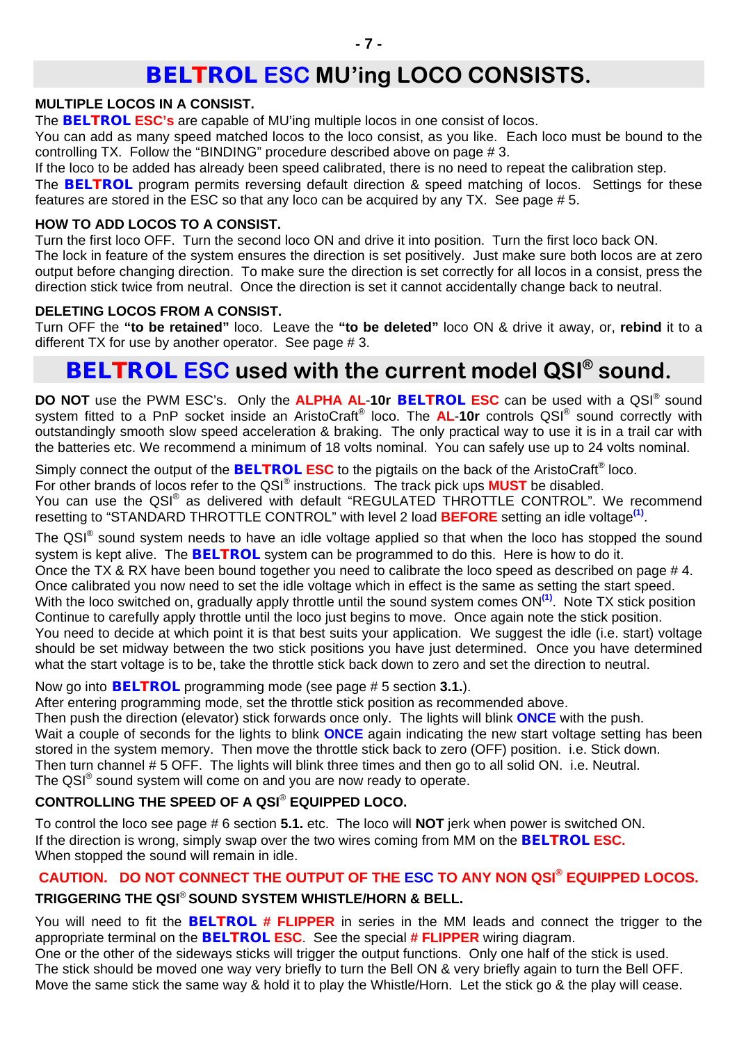## BELTROL ESC MU'ing LOCO CONSISTS.

**MULTIPLE LOCOS IN A CONSIST.**

The **BELTROL ESC's** are capable of MU'ing multiple locos in one consist of locos.
You can add as many speed matched locos to the loco consist, as you like. Each loco must be bound to the controlling TX. Follow the "BINDING" procedure described above on page # 3.
If the loco to be added has already been speed calibrated, there is no need to repeat the calibration step.
The **BELTROL** program permits reversing default direction & speed matching of locos. Settings for these features are stored in the ESC so that any loco can be acquired by any TX. See page # 5.

**HOW TO ADD LOCOS TO A CONSIST.**

Turn the first loco OFF. Turn the second loco ON and drive it into position. Turn the first loco back ON.
The lock in feature of the system ensures the direction is set positively. Just make sure both locos are at zero output before changing direction. To make sure the direction is set correctly for all locos in a consist, press the direction stick twice from neutral. Once the direction is set it cannot accidentally change back to neutral.

**DELETING LOCOS FROM A CONSIST.**

Turn OFF the **"to be retained"** loco. Leave the **"to be deleted"** loco ON & drive it away, or, **rebind** it to a different TX for use by another operator. See page # 3.

## BELTROL ESC used with the current model QSI® sound.

**DO NOT** use the PWM ESC's. Only the **ALPHA AL-10r BELTROL ESC** can be used with a QSI® sound system fitted to a PnP socket inside an AristoCraft® loco. The **AL-10r** controls QSI® sound correctly with outstandingly smooth slow speed acceleration & braking. The only practical way to use it is in a trail car with the batteries etc. We recommend a minimum of 18 volts nominal. You can safely use up to 24 volts nominal.

Simply connect the output of the **BELTROL ESC** to the pigtails on the back of the AristoCraft® loco.
For other brands of locos refer to the QSI® instructions. The track pick ups **MUST** be disabled.
You can use the QSI® as delivered with default "REGULATED THROTTLE CONTROL". We recommend resetting to "STANDARD THROTTLE CONTROL" with level 2 load **BEFORE** setting an idle voltage[(1)].

The QSI® sound system needs to have an idle voltage applied so that when the loco has stopped the sound system is kept alive. The **BELTROL** system can be programmed to do this. Here is how to do it.
Once the TX & RX have been bound together you need to calibrate the loco speed as described on page # 4.
Once calibrated you now need to set the idle voltage which in effect is the same as setting the start speed.
With the loco switched on, gradually apply throttle until the sound system comes ON[(1)]. Note TX stick position
Continue to carefully apply throttle until the loco just begins to move. Once again note the stick position.
You need to decide at which point it is that best suits your application. We suggest the idle (i.e. start) voltage should be set midway between the two stick positions you have just determined. Once you have determined what the start voltage is to be, take the throttle stick back down to zero and set the direction to neutral.

Now go into **BELTROL** programming mode (see page # 5 section **3.1.**).
After entering programming mode, set the throttle stick position as recommended above.
Then push the direction (elevator) stick forwards once only. The lights will blink **ONCE** with the push.
Wait a couple of seconds for the lights to blink **ONCE** again indicating the new start voltage setting has been stored in the system memory. Then move the throttle stick back to zero (OFF) position. i.e. Stick down.
Then turn channel # 5 OFF. The lights will blink three times and then go to all solid ON. i.e. Neutral.
The QSI® sound system will come on and you are now ready to operate.

**CONTROLLING THE SPEED OF A QSI® EQUIPPED LOCO.**

To control the loco see page # 6 section **5.1.** etc. The loco will **NOT** jerk when power is switched ON.
If the direction is wrong, simply swap over the two wires coming from MM on the **BELTROL ESC.**
When stopped the sound will remain in idle.

**CAUTION. DO NOT CONNECT THE OUTPUT OF THE ESC TO ANY NON QSI® EQUIPPED LOCOS.**

**TRIGGERING THE QSI® SOUND SYSTEM WHISTLE/HORN & BELL.**

You will need to fit the **BELTROL # FLIPPER** in series in the MM leads and connect the trigger to the appropriate terminal on the **BELTROL ESC**. See the special **# FLIPPER** wiring diagram.
One or the other of the sideways sticks will trigger the output functions. Only one half of the stick is used.
The stick should be moved one way very briefly to turn the Bell ON & very briefly again to turn the Bell OFF.
Move the same stick the same way & hold it to play the Whistle/Horn. Let the stick go & the play will cease.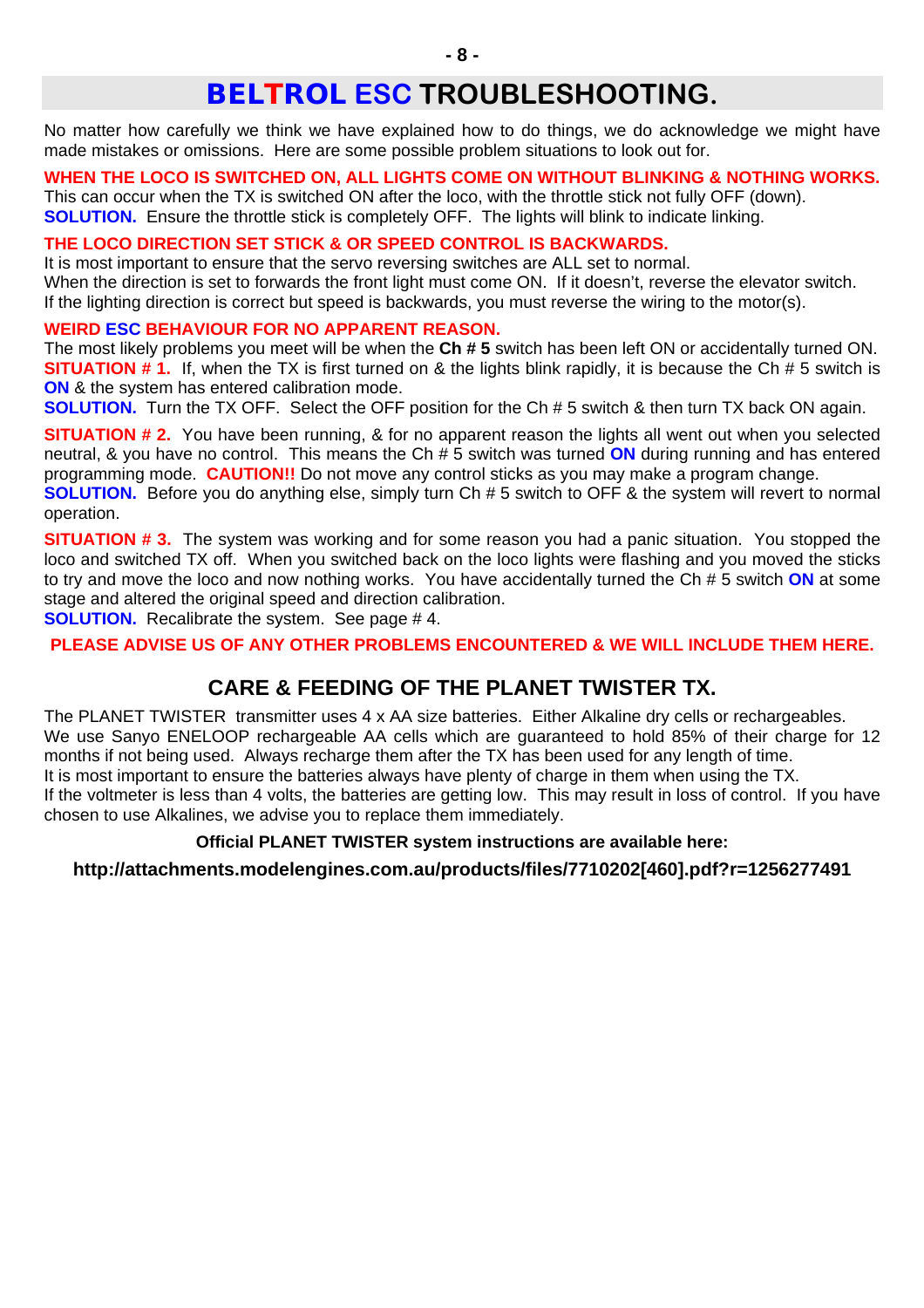# BELTROL ESC TROUBLESHOOTING.

No matter how carefully we think we have explained how to do things, we do acknowledge we might have made mistakes or omissions. Here are some possible problem situations to look out for.

**WHEN THE LOCO IS SWITCHED ON, ALL LIGHTS COME ON WITHOUT BLINKING & NOTHING WORKS.**
This can occur when the TX is switched ON after the loco, with the throttle stick not fully OFF (down).
**SOLUTION.** Ensure the throttle stick is completely OFF. The lights will blink to indicate linking.

**THE LOCO DIRECTION SET STICK & OR SPEED CONTROL IS BACKWARDS.**
It is most important to ensure that the servo reversing switches are ALL set to normal.
When the direction is set to forwards the front light must come ON. If it doesn't, reverse the elevator switch.
If the lighting direction is correct but speed is backwards, you must reverse the wiring to the motor(s).

**WEIRD ESC BEHAVIOUR FOR NO APPARENT REASON.**
The most likely problems you meet will be when the **Ch # 5** switch has been left ON or accidentally turned ON.
**SITUATION # 1.** If, when the TX is first turned on & the lights blink rapidly, it is because the Ch # 5 switch is **ON** & the system has entered calibration mode.
**SOLUTION.** Turn the TX OFF. Select the OFF position for the Ch # 5 switch & then turn TX back ON again.

**SITUATION # 2.** You have been running, & for no apparent reason the lights all went out when you selected neutral, & you have no control. This means the Ch # 5 switch was turned **ON** during running and has entered programming mode. **CAUTION!!** Do not move any control sticks as you may make a program change.
**SOLUTION.** Before you do anything else, simply turn Ch # 5 switch to OFF & the system will revert to normal operation.

**SITUATION # 3.** The system was working and for some reason you had a panic situation. You stopped the loco and switched TX off. When you switched back on the loco lights were flashing and you moved the sticks to try and move the loco and now nothing works. You have accidentally turned the Ch # 5 switch **ON** at some stage and altered the original speed and direction calibration.
**SOLUTION.** Recalibrate the system. See page # 4.

**PLEASE ADVISE US OF ANY OTHER PROBLEMS ENCOUNTERED & WE WILL INCLUDE THEM HERE.**

## CARE & FEEDING OF THE PLANET TWISTER TX.

The PLANET TWISTER transmitter uses 4 x AA size batteries. Either Alkaline dry cells or rechargeables.
We use Sanyo ENELOOP rechargeable AA cells which are guaranteed to hold 85% of their charge for 12 months if not being used. Always recharge them after the TX has been used for any length of time.
It is most important to ensure the batteries always have plenty of charge in them when using the TX.
If the voltmeter is less than 4 volts, the batteries are getting low. This may result in loss of control. If you have chosen to use Alkalines, we advise you to replace them immediately.

**Official PLANET TWISTER system instructions are available here:**

**http://attachments.modelengines.com.au/products/files/7710202[460].pdf?r=1256277491**